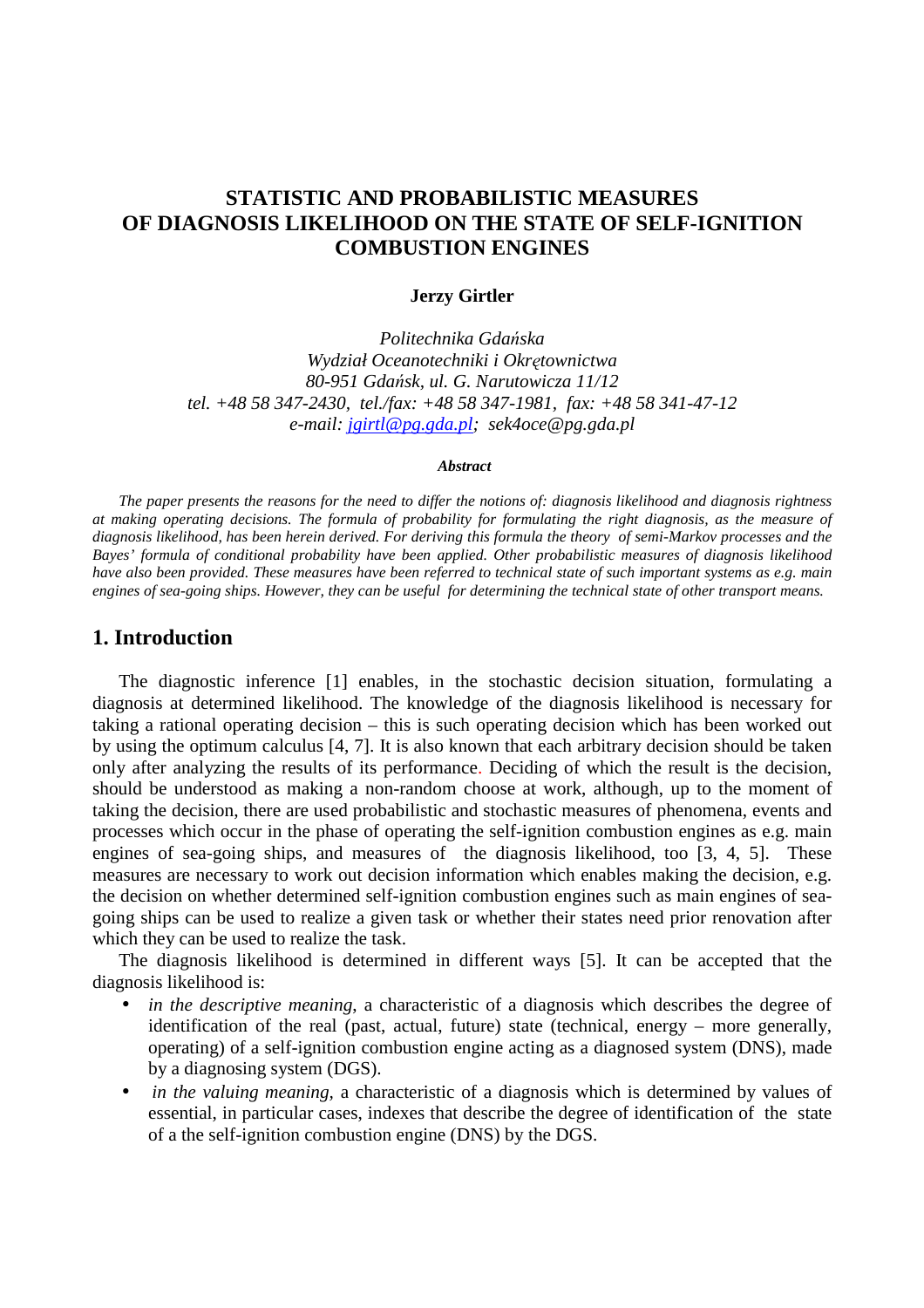# STATISTIC AND PROBABILISTIC MEASURES OF DIAGNOSIS LIKELIHOOD ON THE STATE OF SELF-IGNITION COMBUSTION ENGINES

**Jerzy Girtler**

*Politechnika Gdańska*
*Wydział Oceanotechniki i Okrętownictwa*
*80-951 Gdańsk, ul. G. Narutowicza 11/12*
*tel. +48 58 347-2430, tel./fax: +48 58 347-1981, fax: +48 58 341-47-12*
*e-mail: jgirtl@pg.gda.pl; sek4oce@pg.gda.pl*

***Abstract***

*The paper presents the reasons for the need to differ the notions of: diagnosis likelihood and diagnosis rightness at making operating decisions. The formula of probability for formulating the right diagnosis, as the measure of diagnosis likelihood, has been herein derived. For deriving this formula the theory of semi-Markov processes and the Bayes' formula of conditional probability have been applied. Other probabilistic measures of diagnosis likelihood have also been provided. These measures have been referred to technical state of such important systems as e.g. main engines of sea-going ships. However, they can be useful for determining the technical state of other transport means.*

## 1. Introduction

The diagnostic inference [1] enables, in the stochastic decision situation, formulating a diagnosis at determined likelihood. The knowledge of the diagnosis likelihood is necessary for taking a rational operating decision – this is such operating decision which has been worked out by using the optimum calculus [4, 7]. It is also known that each arbitrary decision should be taken only after analyzing the results of its performance. Deciding of which the result is the decision, should be understood as making a non-random choose at work, although, up to the moment of taking the decision, there are used probabilistic and stochastic measures of phenomena, events and processes which occur in the phase of operating the self-ignition combustion engines as e.g. main engines of sea-going ships, and measures of the diagnosis likelihood, too [3, 4, 5]. These measures are necessary to work out decision information which enables making the decision, e.g. the decision on whether determined self-ignition combustion engines such as main engines of sea-going ships can be used to realize a given task or whether their states need prior renovation after which they can be used to realize the task.

The diagnosis likelihood is determined in different ways [5]. It can be accepted that the diagnosis likelihood is:

- *in the descriptive meaning*, a characteristic of a diagnosis which describes the degree of identification of the real (past, actual, future) state (technical, energy – more generally, operating) of a self-ignition combustion engine acting as a diagnosed system (DNS), made by a diagnosing system (DGS).
- *in the valuing meaning*, a characteristic of a diagnosis which is determined by values of essential, in particular cases, indexes that describe the degree of identification of the state of a the self-ignition combustion engine (DNS) by the DGS.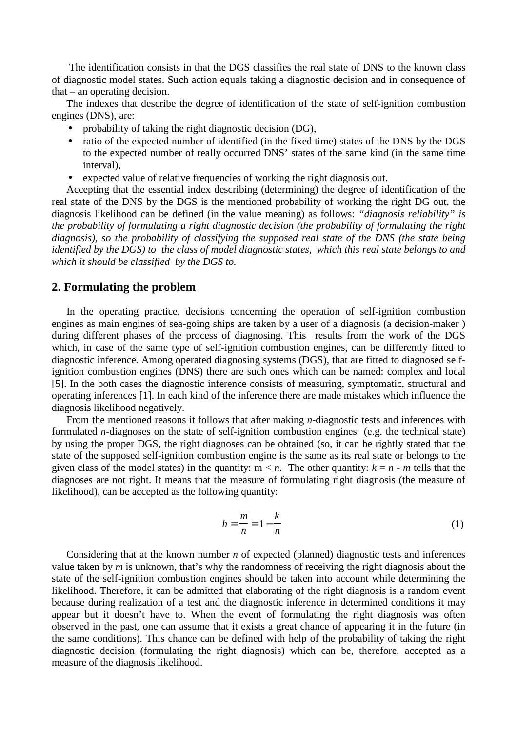The identification consists in that the DGS classifies the real state of DNS to the known class of diagnostic model states. Such action equals taking a diagnostic decision and in consequence of that – an operating decision.

The indexes that describe the degree of identification of the state of self-ignition combustion engines (DNS), are:

- probability of taking the right diagnostic decision (DG),
- ratio of the expected number of identified (in the fixed time) states of the DNS by the DGS to the expected number of really occurred DNS' states of the same kind (in the same time interval),
- expected value of relative frequencies of working the right diagnosis out.

Accepting that the essential index describing (determining) the degree of identification of the real state of the DNS by the DGS is the mentioned probability of working the right DG out, the diagnosis likelihood can be defined (in the value meaning) as follows: *"diagnosis reliability" is the probability of formulating a right diagnostic decision (the probability of formulating the right diagnosis), so the probability of classifying the supposed real state of the DNS (the state being identified by the DGS) to the class of model diagnostic states, which this real state belongs to and which it should be classified by the DGS to.*

## 2. Formulating the problem

In the operating practice, decisions concerning the operation of self-ignition combustion engines as main engines of sea-going ships are taken by a user of a diagnosis (a decision-maker ) during different phases of the process of diagnosing. This results from the work of the DGS which, in case of the same type of self-ignition combustion engines, can be differently fitted to diagnostic inference. Among operated diagnosing systems (DGS), that are fitted to diagnosed self-ignition combustion engines (DNS) there are such ones which can be named: complex and local [5]. In the both cases the diagnostic inference consists of measuring, symptomatic, structural and operating inferences [1]. In each kind of the inference there are made mistakes which influence the diagnosis likelihood negatively.

From the mentioned reasons it follows that after making *n*-diagnostic tests and inferences with formulated *n*-diagnoses on the state of self-ignition combustion engines (e.g. the technical state) by using the proper DGS, the right diagnoses can be obtained (so, it can be rightly stated that the state of the supposed self-ignition combustion engine is the same as its real state or belongs to the given class of the model states) in the quantity: $m < n$. The other quantity: $k = n - m$ tells that the diagnoses are not right. It means that the measure of formulating right diagnosis (the measure of likelihood), can be accepted as the following quantity:

$$h = \frac{m}{n} = 1 - \frac{k}{n} \tag{1}$$

Considering that at the known number $n$ of expected (planned) diagnostic tests and inferences value taken by $m$ is unknown, that's why the randomness of receiving the right diagnosis about the state of the self-ignition combustion engines should be taken into account while determining the likelihood. Therefore, it can be admitted that elaborating of the right diagnosis is a random event because during realization of a test and the diagnostic inference in determined conditions it may appear but it doesn't have to. When the event of formulating the right diagnosis was often observed in the past, one can assume that it exists a great chance of appearing it in the future (in the same conditions). This chance can be defined with help of the probability of taking the right diagnostic decision (formulating the right diagnosis) which can be, therefore, accepted as a measure of the diagnosis likelihood.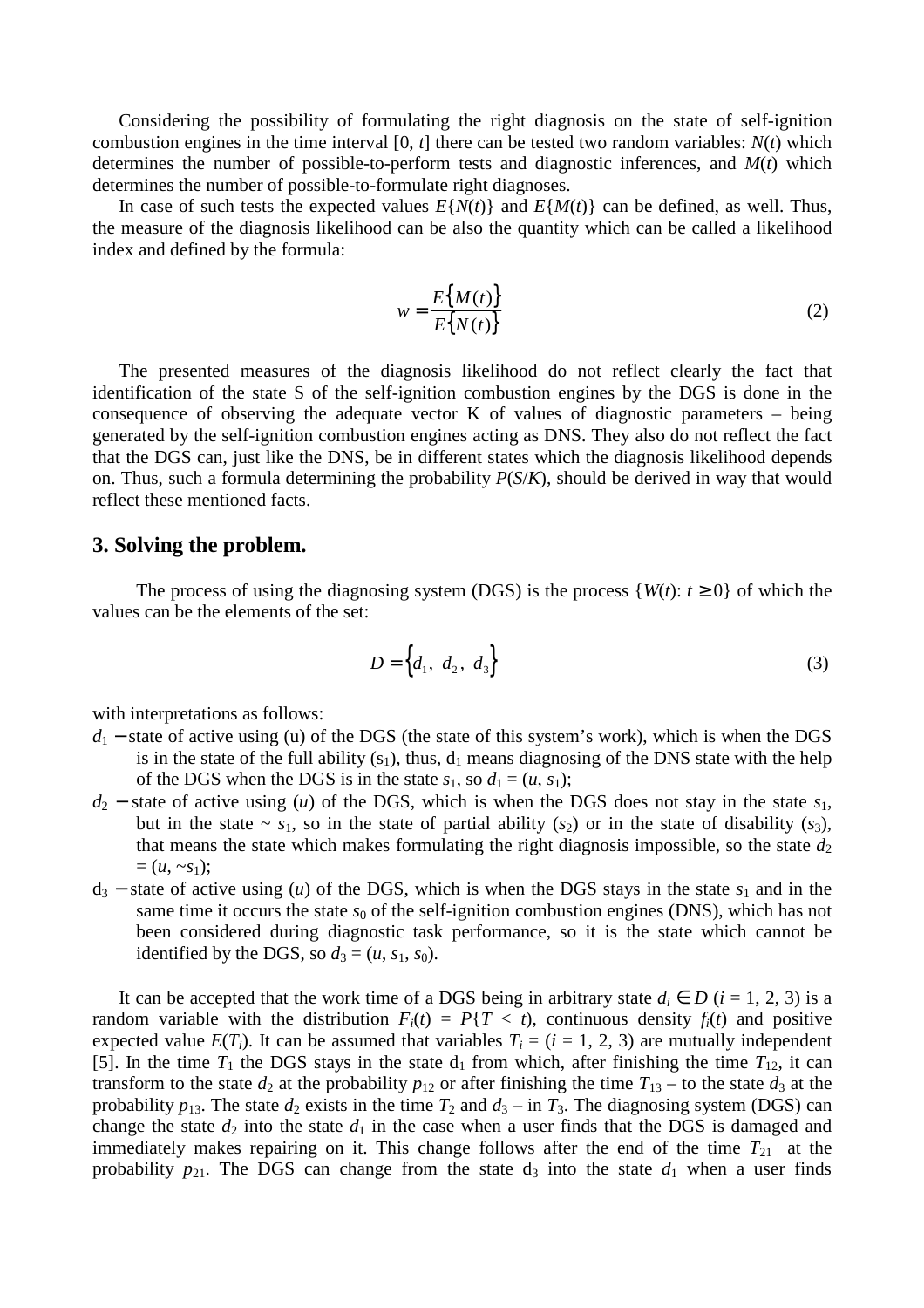Considering the possibility of formulating the right diagnosis on the state of self-ignition combustion engines in the time interval $[0, t]$ there can be tested two random variables: $N(t)$ which determines the number of possible-to-perform tests and diagnostic inferences, and $M(t)$ which determines the number of possible-to-formulate right diagnoses.

In case of such tests the expected values $E\{N(t)\}$ and $E\{M(t)\}$ can be defined, as well. Thus, the measure of the diagnosis likelihood can be also the quantity which can be called a likelihood index and defined by the formula:

$$w = \frac{E\{M(t)\}}{E\{N(t)\}} \tag{2}$$

The presented measures of the diagnosis likelihood do not reflect clearly the fact that identification of the state S of the self-ignition combustion engines by the DGS is done in the consequence of observing the adequate vector K of values of diagnostic parameters – being generated by the self-ignition combustion engines acting as DNS. They also do not reflect the fact that the DGS can, just like the DNS, be in different states which the diagnosis likelihood depends on. Thus, such a formula determining the probability $P(S/K)$, should be derived in way that would reflect these mentioned facts.

## 3. Solving the problem.

The process of using the diagnosing system (DGS) is the process $\{W(t): t \geq 0\}$ of which the values can be the elements of the set:

$$D = \{d_1,\ d_2,\ d_3\} \tag{3}$$

with interpretations as follows:

- $d_1$ − state of active using (u) of the DGS (the state of this system's work), which is when the DGS is in the state of the full ability ($s_1$), thus, $d_1$ means diagnosing of the DNS state with the help of the DGS when the DGS is in the state $s_1$, so $d_1 = (u, s_1)$;
- $d_2$ − state of active using ($u$) of the DGS, which is when the DGS does not stay in the state $s_1$, but in the state $\sim s_1$, so in the state of partial ability ($s_2$) or in the state of disability ($s_3$), that means the state which makes formulating the right diagnosis impossible, so the state $d_2 = (u, \sim s_1)$;
- $d_3$ − state of active using ($u$) of the DGS, which is when the DGS stays in the state $s_1$ and in the same time it occurs the state $s_0$ of the self-ignition combustion engines (DNS), which has not been considered during diagnostic task performance, so it is the state which cannot be identified by the DGS, so $d_3 = (u, s_1, s_0)$.

It can be accepted that the work time of a DGS being in arbitrary state $d_i \in D$ ($i$ = 1, 2, 3) is a random variable with the distribution $F_i(t) = P\{T < t\}$, continuous density $f_i(t)$ and positive expected value $E(T_i)$. It can be assumed that variables $T_i = (i = 1, 2, 3)$ are mutually independent [5]. In the time $T_1$ the DGS stays in the state $d_1$ from which, after finishing the time $T_{12}$, it can transform to the state $d_2$ at the probability $p_{12}$ or after finishing the time $T_{13}$ – to the state $d_3$ at the probability $p_{13}$. The state $d_2$ exists in the time $T_2$ and $d_3$ – in $T_3$. The diagnosing system (DGS) can change the state $d_2$ into the state $d_1$ in the case when a user finds that the DGS is damaged and immediately makes repairing on it. This change follows after the end of the time $T_{21}$ at the probability $p_{21}$. The DGS can change from the state $d_3$ into the state $d_1$ when a user finds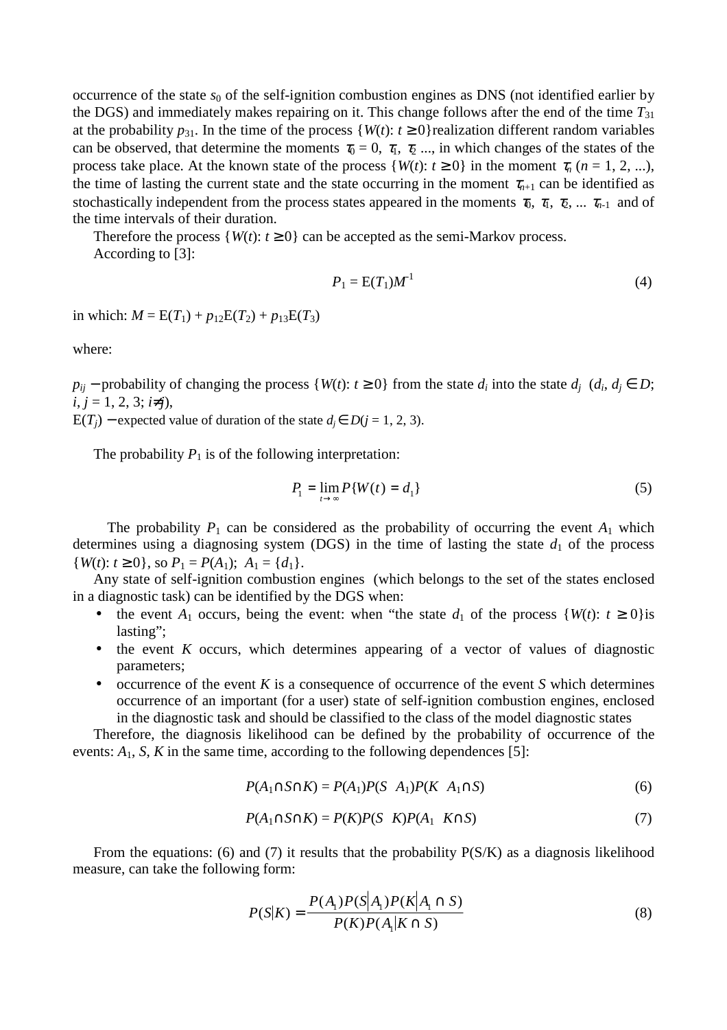occurrence of the state $s_0$ of the self-ignition combustion engines as DNS (not identified earlier by the DGS) and immediately makes repairing on it. This change follows after the end of the time $T_{31}$ at the probability $p_{31}$. In the time of the process $\{W(t): t \geq 0\}$realization different random variables can be observed, that determine the moments $\tau_0 = 0$, $\tau_1$, $\tau_2$ ..., in which changes of the states of the process take place. At the known state of the process $\{W(t): t \geq 0\}$ in the moment $\tau_n$ ($n = 1, 2, ...$), the time of lasting the current state and the state occurring in the moment $\tau_{n+1}$ can be identified as stochastically independent from the process states appeared in the moments $\tau_0$, $\tau_1$, $\tau_2$, ... $\tau_{n-1}$ and of the time intervals of their duration.

Therefore the process $\{W(t): t \geq 0\}$ can be accepted as the semi-Markov process.

According to [3]:

$$P_1 = \mathrm{E}(T_1)M^{-1} \tag{4}$$

in which: $M = \mathrm{E}(T_1) + p_{12}\mathrm{E}(T_2) + p_{13}\mathrm{E}(T_3)$

where:

$p_{ij}$ − probability of changing the process $\{W(t): t \geq 0\}$ from the state $d_i$ into the state $d_j$ ($d_i, d_j \in D$; $i, j = 1, 2, 3$; $i \neq j$),

$\mathrm{E}(T_j)$ − expected value of duration of the state $d_j \in D$($j = 1, 2, 3$).

The probability $P_1$ is of the following interpretation:

$$P_1 = \lim_{t \to \infty} P\{W(t) = d_1\} \tag{5}$$

The probability $P_1$ can be considered as the probability of occurring the event $A_1$ which determines using a diagnosing system (DGS) in the time of lasting the state $d_1$ of the process $\{W(t): t \geq 0\}$, so $P_1 = P(A_1)$; $A_1 = \{d_1\}$.

Any state of self-ignition combustion engines (which belongs to the set of the states enclosed in a diagnostic task) can be identified by the DGS when:

- the event $A_1$ occurs, being the event: when "the state $d_1$ of the process $\{W(t): t \geq 0\}$is lasting";
- the event $K$ occurs, which determines appearing of a vector of values of diagnostic parameters;
- occurrence of the event $K$ is a consequence of occurrence of the event $S$ which determines occurrence of an important (for a user) state of self-ignition combustion engines, enclosed in the diagnostic task and should be classified to the class of the model diagnostic states

Therefore, the diagnosis likelihood can be defined by the probability of occurrence of the events: $A_1$, $S$, $K$ in the same time, according to the following dependences [5]:

$$P(A_1 \cap S \cap K) = P(A_1)P(S \mid A_1)P(K \mid A_1 \cap S) \tag{6}$$

$$P(A_1 \cap S \cap K) = P(K)P(S \mid K)P(A_1 \mid K \cap S) \tag{7}$$

From the equations: (6) and (7) it results that the probability P(S/K) as a diagnosis likelihood measure, can take the following form:

$$P(S|K) = \frac{P(A_1)P(S|A_1)P(K|A_1 \cap S)}{P(K)P(A_1|K \cap S)} \tag{8}$$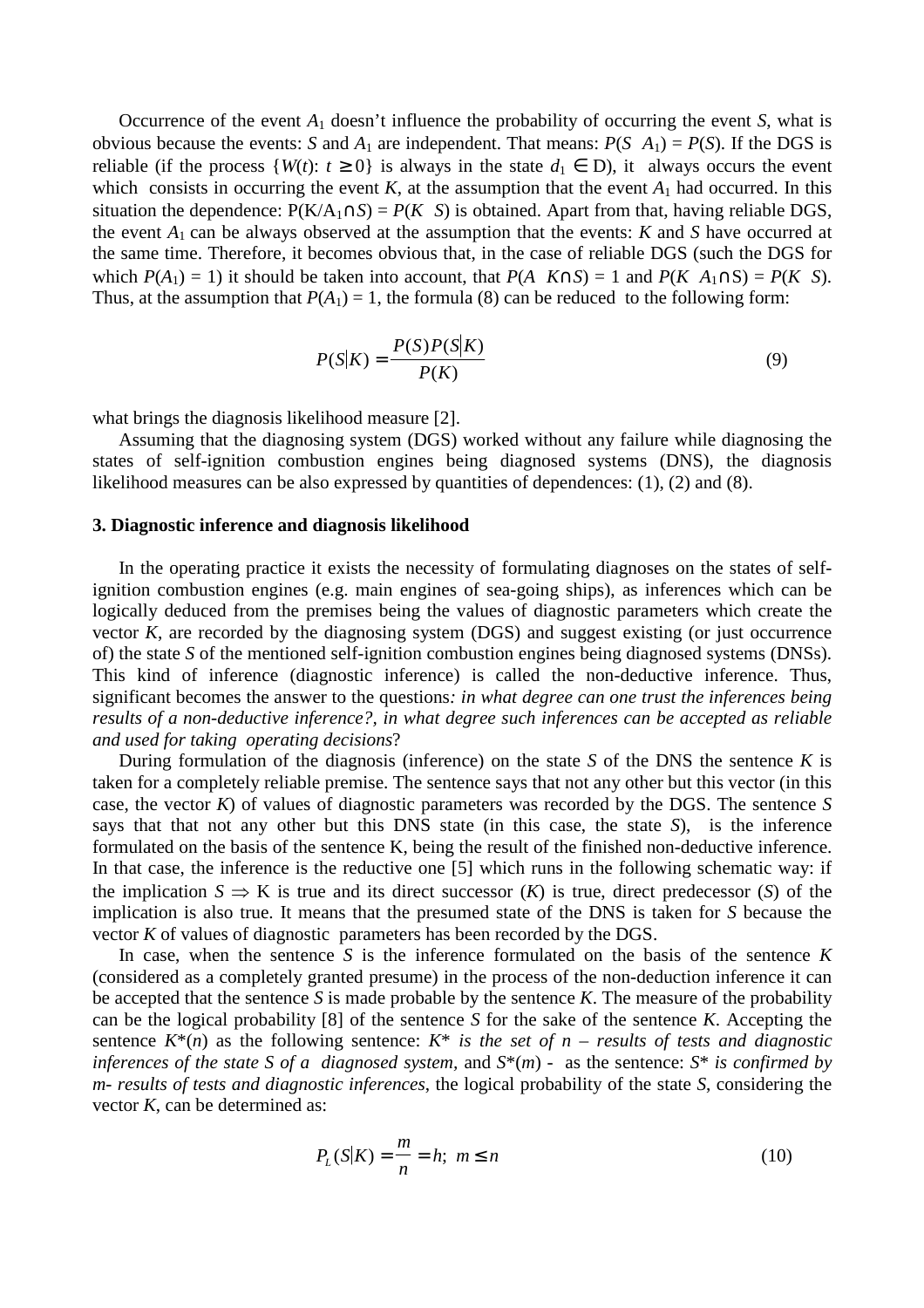Occurrence of the event $A_1$ doesn't influence the probability of occurring the event $S$, what is obvious because the events: $S$ and $A_1$ are independent. That means: $P(S\ A_1) = P(S)$. If the DGS is reliable (if the process $\{W(t): t \geq 0\}$ is always in the state $d_1 \in$ D), it always occurs the event which consists in occurring the event $K$, at the assumption that the event $A_1$ had occurred. In this situation the dependence: $P(K/A_1 \cap S) = P(K\ S)$ is obtained. Apart from that, having reliable DGS, the event $A_1$ can be always observed at the assumption that the events: $K$ and $S$ have occurred at the same time. Therefore, it becomes obvious that, in the case of reliable DGS (such the DGS for which $P(A_1) = 1$) it should be taken into account, that $P(A\ K \cap S) = 1$ and $P(K\ A_1 \cap S) = P(K\ S)$. Thus, at the assumption that $P(A_1) = 1$, the formula (8) can be reduced to the following form:

$$P(S|K) = \frac{P(S)P(S|K)}{P(K)} \tag{9}$$

what brings the diagnosis likelihood measure [2].

Assuming that the diagnosing system (DGS) worked without any failure while diagnosing the states of self-ignition combustion engines being diagnosed systems (DNS), the diagnosis likelihood measures can be also expressed by quantities of dependences: (1), (2) and (8).

### 3. Diagnostic inference and diagnosis likelihood

In the operating practice it exists the necessity of formulating diagnoses on the states of self-ignition combustion engines (e.g. main engines of sea-going ships), as inferences which can be logically deduced from the premises being the values of diagnostic parameters which create the vector $K$, are recorded by the diagnosing system (DGS) and suggest existing (or just occurrence of) the state $S$ of the mentioned self-ignition combustion engines being diagnosed systems (DNSs). This kind of inference (diagnostic inference) is called the non-deductive inference. Thus, significant becomes the answer to the questions*: in what degree can one trust the inferences being results of a non-deductive inference?, in what degree such inferences can be accepted as reliable and used for taking operating decisions*?

During formulation of the diagnosis (inference) on the state $S$ of the DNS the sentence $K$ is taken for a completely reliable premise. The sentence says that not any other but this vector (in this case, the vector $K$) of values of diagnostic parameters was recorded by the DGS. The sentence $S$ says that that not any other but this DNS state (in this case, the state $S$), is the inference formulated on the basis of the sentence K, being the result of the finished non-deductive inference. In that case, the inference is the reductive one [5] which runs in the following schematic way: if the implication $S \Rightarrow$ K is true and its direct successor ($K$) is true, direct predecessor ($S$) of the implication is also true. It means that the presumed state of the DNS is taken for $S$ because the vector $K$ of values of diagnostic parameters has been recorded by the DGS.

In case, when the sentence $S$ is the inference formulated on the basis of the sentence $K$ (considered as a completely granted presume) in the process of the non-deduction inference it can be accepted that the sentence $S$ is made probable by the sentence $K$. The measure of the probability can be the logical probability [8] of the sentence $S$ for the sake of the sentence $K$. Accepting the sentence $K^*(n)$ as the following sentence: $K^*$ *is the set of n – results of tests and diagnostic inferences of the state S of a diagnosed system,* and $S^*(m)$ - as the sentence: $S^*$ *is confirmed by m- results of tests and diagnostic inferences*, the logical probability of the state $S$, considering the vector $K$, can be determined as:

$$P_L(S|K) = \frac{m}{n} = h;\ m \leq n \tag{10}$$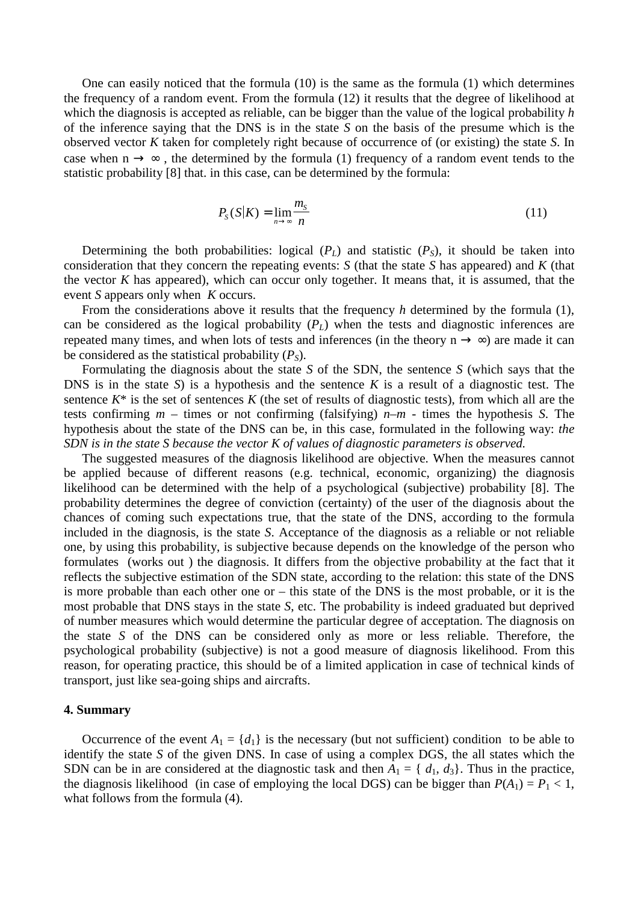One can easily noticed that the formula (10) is the same as the formula (1) which determines the frequency of a random event. From the formula (12) it results that the degree of likelihood at which the diagnosis is accepted as reliable, can be bigger than the value of the logical probability *h* of the inference saying that the DNS is in the state *S* on the basis of the presume which is the observed vector *K* taken for completely right because of occurrence of (or existing) the state *S*. In case when $n \rightarrow \infty$, the determined by the formula (1) frequency of a random event tends to the statistic probability [8] that. in this case, can be determined by the formula:

$$P_S(S|K) = \lim_{n \to \infty} \frac{m_S}{n} \tag{11}$$

Determining the both probabilities: logical ($P_L$) and statistic ($P_S$), it should be taken into consideration that they concern the repeating events: *S* (that the state *S* has appeared) and *K* (that the vector *K* has appeared), which can occur only together. It means that, it is assumed, that the event *S* appears only when *K* occurs.

From the considerations above it results that the frequency *h* determined by the formula (1), can be considered as the logical probability ($P_L$) when the tests and diagnostic inferences are repeated many times, and when lots of tests and inferences (in the theory $n \rightarrow \infty$) are made it can be considered as the statistical probability ($P_S$).

Formulating the diagnosis about the state *S* of the SDN, the sentence *S* (which says that the DNS is in the state *S*) is a hypothesis and the sentence *K* is a result of a diagnostic test. The sentence $K^*$ is the set of sentences *K* (the set of results of diagnostic tests), from which all are the tests confirming *m* – times or not confirming (falsifying) $n–m$ - times the hypothesis *S*. The hypothesis about the state of the DNS can be, in this case, formulated in the following way: *the SDN is in the state S because the vector K of values of diagnostic parameters is observed.*

The suggested measures of the diagnosis likelihood are objective. When the measures cannot be applied because of different reasons (e.g. technical, economic, organizing) the diagnosis likelihood can be determined with the help of a psychological (subjective) probability [8]. The probability determines the degree of conviction (certainty) of the user of the diagnosis about the chances of coming such expectations true, that the state of the DNS, according to the formula included in the diagnosis, is the state *S*. Acceptance of the diagnosis as a reliable or not reliable one, by using this probability, is subjective because depends on the knowledge of the person who formulates (works out ) the diagnosis. It differs from the objective probability at the fact that it reflects the subjective estimation of the SDN state, according to the relation: this state of the DNS is more probable than each other one or – this state of the DNS is the most probable, or it is the most probable that DNS stays in the state *S*, etc. The probability is indeed graduated but deprived of number measures which would determine the particular degree of acceptation. The diagnosis on the state *S* of the DNS can be considered only as more or less reliable. Therefore, the psychological probability (subjective) is not a good measure of diagnosis likelihood. From this reason, for operating practice, this should be of a limited application in case of technical kinds of transport, just like sea-going ships and aircrafts.

## 4. Summary

Occurrence of the event $A_1 = \{d_1\}$ is the necessary (but not sufficient) condition to be able to identify the state *S* of the given DNS. In case of using a complex DGS, the all states which the SDN can be in are considered at the diagnostic task and then $A_1 = \{ d_1, d_3\}$. Thus in the practice, the diagnosis likelihood (in case of employing the local DGS) can be bigger than $P(A_1) = P_1 < 1$, what follows from the formula (4).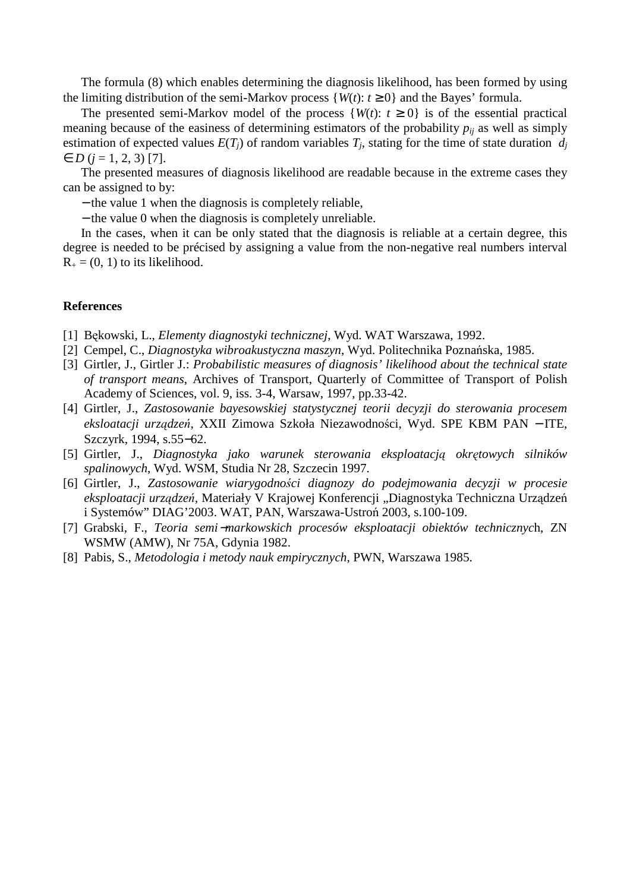The formula (8) which enables determining the diagnosis likelihood, has been formed by using the limiting distribution of the semi-Markov process $\{W(t): t \geq 0\}$ and the Bayes' formula.

The presented semi-Markov model of the process $\{W(t): t \geq 0\}$ is of the essential practical meaning because of the easiness of determining estimators of the probability $p_{ij}$ as well as simply estimation of expected values $E(T_j)$ of random variables $T_j$, stating for the time of state duration $d_j \in D$ ($j = 1, 2, 3$) [7].

The presented measures of diagnosis likelihood are readable because in the extreme cases they can be assigned to by:

− the value 1 when the diagnosis is completely reliable,

− the value 0 when the diagnosis is completely unreliable.

In the cases, when it can be only stated that the diagnosis is reliable at a certain degree, this degree is needed to be précised by assigning a value from the non-negative real numbers interval $R_+ = (0, 1)$ to its likelihood.

## References

[1] Bękowski, L., *Elementy diagnostyki technicznej*, Wyd. WAT Warszawa, 1992.

[2] Cempel, C., *Diagnostyka wibroakustyczna maszyn*, Wyd. Politechnika Poznańska, 1985.

[3] Girtler, J., Girtler J.: *Probabilistic measures of diagnosis' likelihood about the technical state of transport means*, Archives of Transport, Quarterly of Committee of Transport of Polish Academy of Sciences, vol. 9, iss. 3-4, Warsaw, 1997, pp.33-42.

[4] Girtler, J., *Zastosowanie bayesowskiej statystycznej teorii decyzji do sterowania procesem eksloatacji urządzeń*, XXII Zimowa Szkoła Niezawodności, Wyd. SPE KBM PAN − ITE, Szczyrk, 1994, s.55−62.

[5] Girtler, J., *Diagnostyka jako warunek sterowania eksploatacją okrętowych silników spalinowych*, Wyd. WSM, Studia Nr 28, Szczecin 1997.

[6] Girtler, J., *Zastosowanie wiarygodności diagnozy do podejmowania decyzji w procesie eksploatacji urządzeń*, Materiały V Krajowej Konferencji „Diagnostyka Techniczna Urządzeń i Systemów" DIAG'2003. WAT, PAN, Warszawa-Ustroń 2003, s.100-109.

[7] Grabski, F., *Teoria semi−markowskich procesów eksploatacji obiektów technicznyc*h, ZN WSMW (AMW), Nr 75A, Gdynia 1982.

[8] Pabis, S., *Metodologia i metody nauk empirycznych*, PWN, Warszawa 1985.